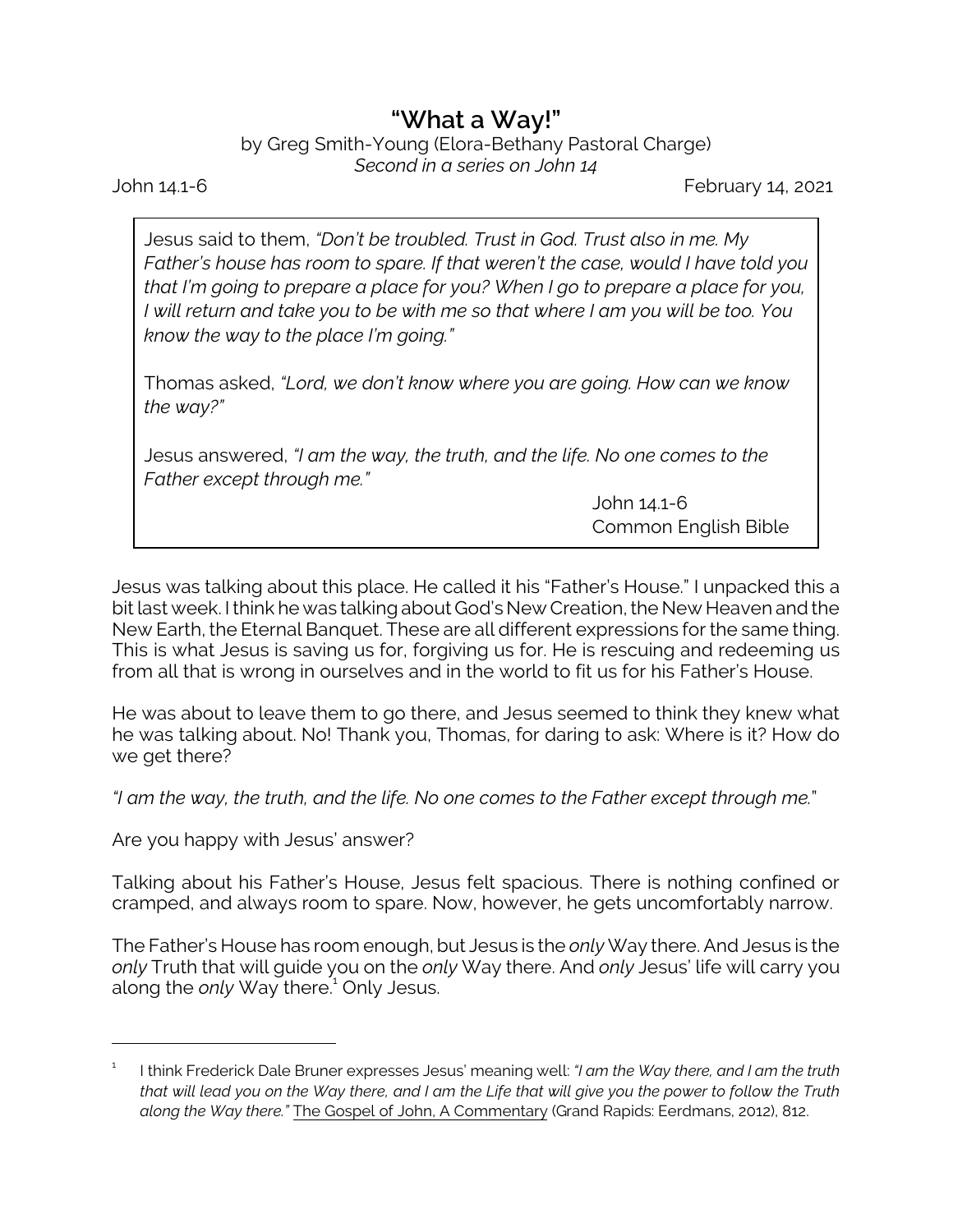# "What a Way!"

by Greg Smith-Young (Elora-Bethany Pastoral Charge)
*Second in a series on John 14*

John 14.1-6 February 14, 2021

> Jesus said to them, *"Don't be troubled. Trust in God. Trust also in me. My Father's house has room to spare. If that weren't the case, would I have told you that I'm going to prepare a place for you? When I go to prepare a place for you, I will return and take you to be with me so that where I am you will be too. You know the way to the place I'm going."*
>
> Thomas asked, *"Lord, we don't know where you are going. How can we know the way?"*
>
> Jesus answered, *"I am the way, the truth, and the life. No one comes to the Father except through me."*
>
> John 14.1-6
> Common English Bible

Jesus was talking about this place. He called it his "Father's House." I unpacked this a bit last week. I think he was talking about God's New Creation, the New Heaven and the New Earth, the Eternal Banquet. These are all different expressions for the same thing. This is what Jesus is saving us for, forgiving us for. He is rescuing and redeeming us from all that is wrong in ourselves and in the world to fit us for his Father's House.

He was about to leave them to go there, and Jesus seemed to think they knew what he was talking about. No! Thank you, Thomas, for daring to ask: Where is it? How do we get there?

*"I am the way, the truth, and the life. No one comes to the Father except through me."*

Are you happy with Jesus' answer?

Talking about his Father's House, Jesus felt spacious. There is nothing confined or cramped, and always room to spare. Now, however, he gets uncomfortably narrow.

The Father's House has room enough, but Jesus is the *only* Way there. And Jesus is the *only* Truth that will guide you on the *only* Way there. And *only* Jesus' life will carry you along the *only* Way there.[1] Only Jesus.

---

[1] I think Frederick Dale Bruner expresses Jesus' meaning well: *"I am the Way there, and I am the truth that will lead you on the Way there, and I am the Life that will give you the power to follow the Truth along the Way there."* The Gospel of John, A Commentary (Grand Rapids: Eerdmans, 2012), 812.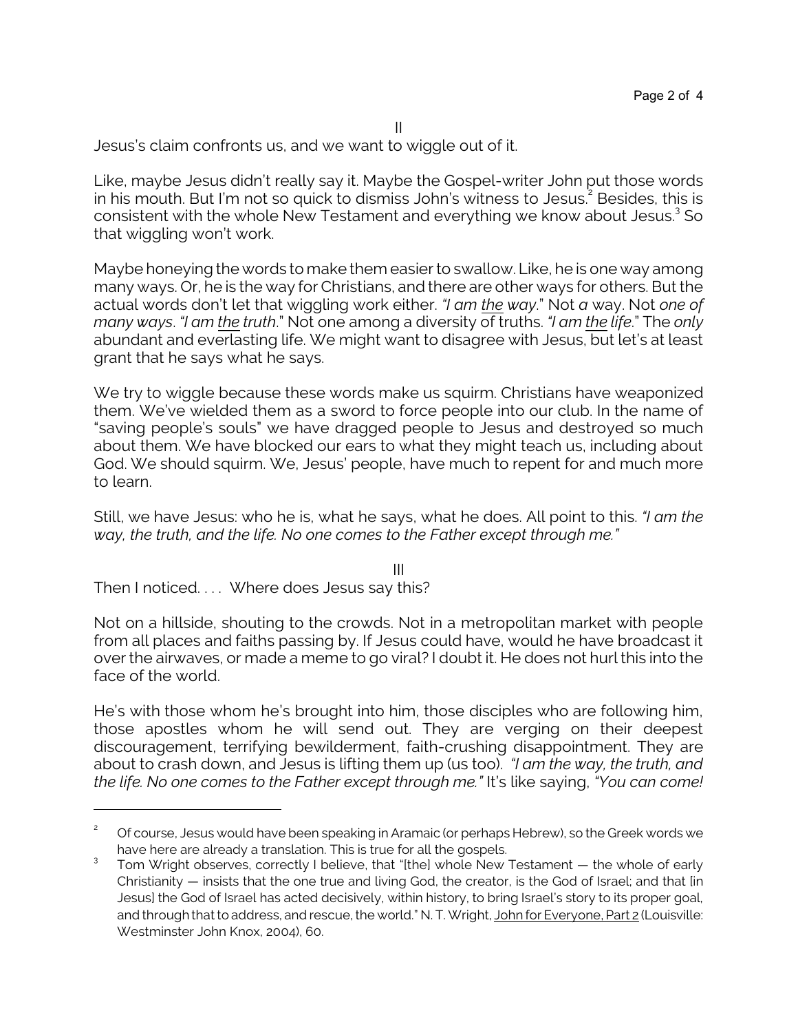II

Jesus's claim confronts us, and we want to wiggle out of it.

Like, maybe Jesus didn't really say it. Maybe the Gospel-writer John put those words in his mouth. But I'm not so quick to dismiss John's witness to Jesus.[2] Besides, this is consistent with the whole New Testament and everything we know about Jesus.[3] So that wiggling won't work.

Maybe honeying the words to make them easier to swallow. Like, he is one way among many ways. Or, he is the way for Christians, and there are other ways for others. But the actual words don't let that wiggling work either. *"I am the way*." Not *a* way. Not *one of many ways*. *"I am the truth*." Not one among a diversity of truths. *"I am the life*." The *only* abundant and everlasting life. We might want to disagree with Jesus, but let's at least grant that he says what he says.

We try to wiggle because these words make us squirm. Christians have weaponized them. We've wielded them as a sword to force people into our club. In the name of "saving people's souls" we have dragged people to Jesus and destroyed so much about them. We have blocked our ears to what they might teach us, including about God. We should squirm. We, Jesus' people, have much to repent for and much more to learn.

Still, we have Jesus: who he is, what he says, what he does. All point to this. *"I am the way, the truth, and the life. No one comes to the Father except through me."*

III

Then I noticed. . . . Where does Jesus say this?

Not on a hillside, shouting to the crowds. Not in a metropolitan market with people from all places and faiths passing by. If Jesus could have, would he have broadcast it over the airwaves, or made a meme to go viral? I doubt it. He does not hurl this into the face of the world.

He's with those whom he's brought into him, those disciples who are following him, those apostles whom he will send out. They are verging on their deepest discouragement, terrifying bewilderment, faith-crushing disappointment. They are about to crash down, and Jesus is lifting them up (us too). *"I am the way, the truth, and the life. No one comes to the Father except through me."* It's like saying, *"You can come!*

---

[2] Of course, Jesus would have been speaking in Aramaic (or perhaps Hebrew), so the Greek words we have here are already a translation. This is true for all the gospels.

[3] Tom Wright observes, correctly I believe, that "[the] whole New Testament — the whole of early Christianity — insists that the one true and living God, the creator, is the God of Israel; and that [in Jesus] the God of Israel has acted decisively, within history, to bring Israel's story to its proper goal, and through that to address, and rescue, the world." N. T. Wright, John for Everyone, Part 2 (Louisville: Westminster John Knox, 2004), 60.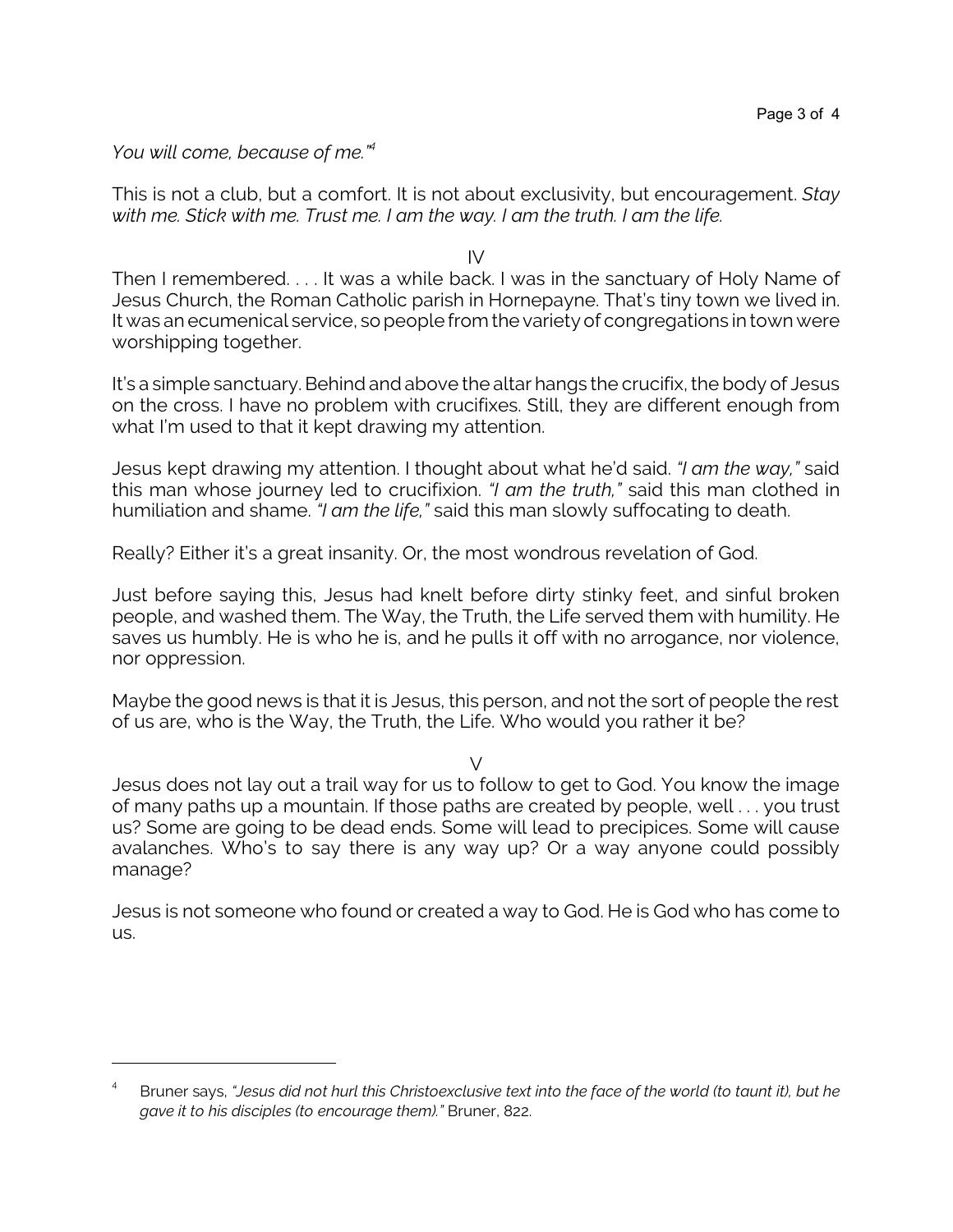*You will come, because of me."*[4]

This is not a club, but a comfort. It is not about exclusivity, but encouragement. *Stay with me. Stick with me. Trust me. I am the way. I am the truth. I am the life.*

IV

Then I remembered. . . . It was a while back. I was in the sanctuary of Holy Name of Jesus Church, the Roman Catholic parish in Hornepayne. That's tiny town we lived in. It was an ecumenical service, so people from the variety of congregations in town were worshipping together.

It's a simple sanctuary. Behind and above the altar hangs the crucifix, the body of Jesus on the cross. I have no problem with crucifixes. Still, they are different enough from what I'm used to that it kept drawing my attention.

Jesus kept drawing my attention. I thought about what he'd said. *"I am the way,"* said this man whose journey led to crucifixion. *"I am the truth,"* said this man clothed in humiliation and shame. *"I am the life,"* said this man slowly suffocating to death.

Really? Either it's a great insanity. Or, the most wondrous revelation of God.

Just before saying this, Jesus had knelt before dirty stinky feet, and sinful broken people, and washed them. The Way, the Truth, the Life served them with humility. He saves us humbly. He is who he is, and he pulls it off with no arrogance, nor violence, nor oppression.

Maybe the good news is that it is Jesus, this person, and not the sort of people the rest of us are, who is the Way, the Truth, the Life. Who would you rather it be?

V

Jesus does not lay out a trail way for us to follow to get to God. You know the image of many paths up a mountain. If those paths are created by people, well . . . you trust us? Some are going to be dead ends. Some will lead to precipices. Some will cause avalanches. Who's to say there is any way up? Or a way anyone could possibly manage?

Jesus is not someone who found or created a way to God. He is God who has come to us.

---

[4] Bruner says, *"Jesus did not hurl this Christoexclusive text into the face of the world (to taunt it), but he gave it to his disciples (to encourage them)."* Bruner, 822.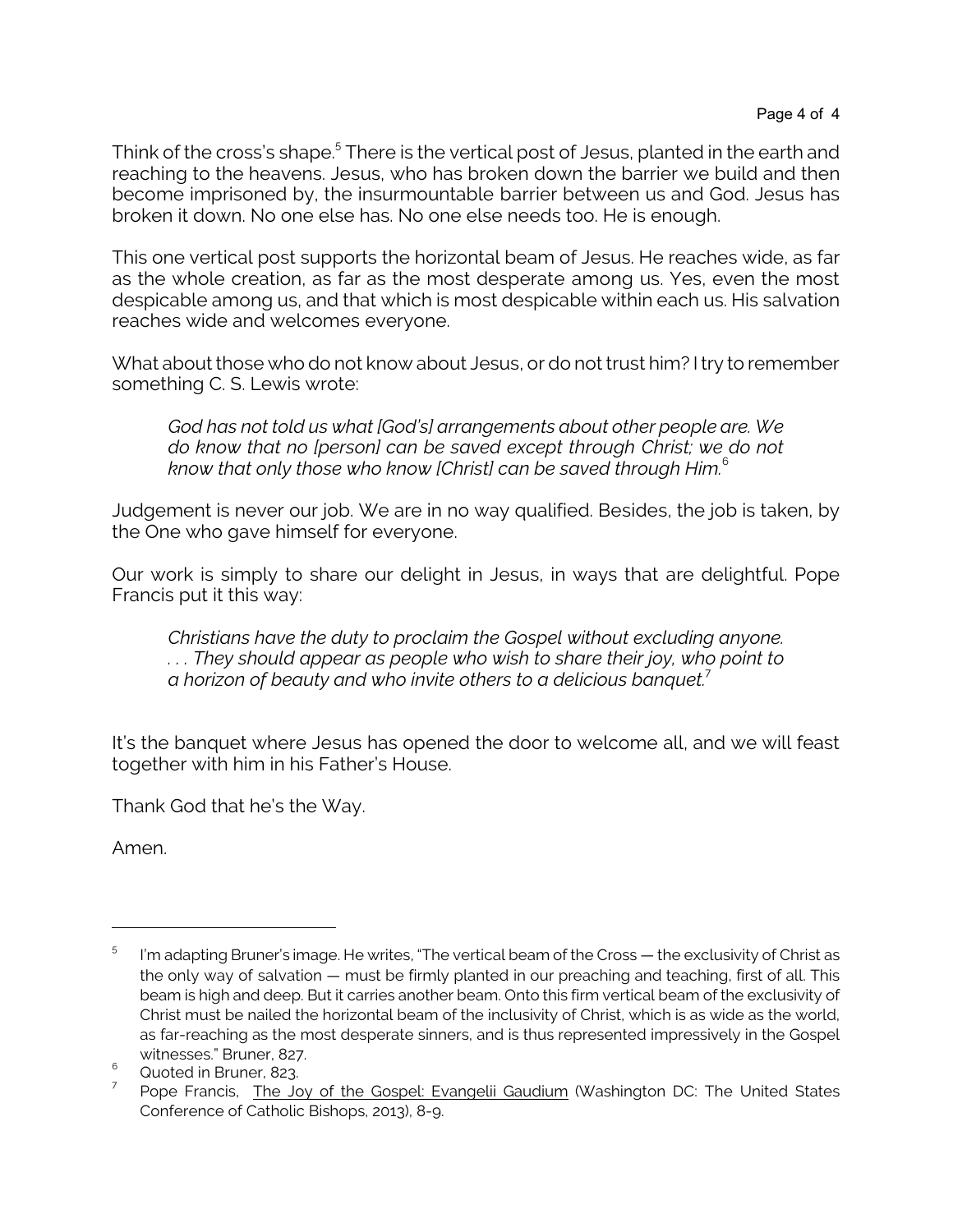Think of the cross's shape.[5] There is the vertical post of Jesus, planted in the earth and reaching to the heavens. Jesus, who has broken down the barrier we build and then become imprisoned by, the insurmountable barrier between us and God. Jesus has broken it down. No one else has. No one else needs too. He is enough.

This one vertical post supports the horizontal beam of Jesus. He reaches wide, as far as the whole creation, as far as the most desperate among us. Yes, even the most despicable among us, and that which is most despicable within each us. His salvation reaches wide and welcomes everyone.

What about those who do not know about Jesus, or do not trust him? I try to remember something C. S. Lewis wrote:

> *God has not told us what [God's] arrangements about other people are. We do know that no [person] can be saved except through Christ; we do not know that only those who know [Christ] can be saved through Him.*[6]

Judgement is never our job. We are in no way qualified. Besides, the job is taken, by the One who gave himself for everyone.

Our work is simply to share our delight in Jesus, in ways that are delightful. Pope Francis put it this way:

> *Christians have the duty to proclaim the Gospel without excluding anyone. . . . They should appear as people who wish to share their joy, who point to a horizon of beauty and who invite others to a delicious banquet.*[7]

It's the banquet where Jesus has opened the door to welcome all, and we will feast together with him in his Father's House.

Thank God that he's the Way.

Amen.

---

[5] I'm adapting Bruner's image. He writes, "The vertical beam of the Cross — the exclusivity of Christ as the only way of salvation — must be firmly planted in our preaching and teaching, first of all. This beam is high and deep. But it carries another beam. Onto this firm vertical beam of the exclusivity of Christ must be nailed the horizontal beam of the inclusivity of Christ, which is as wide as the world, as far-reaching as the most desperate sinners, and is thus represented impressively in the Gospel witnesses." Bruner, 827.

[6] Quoted in Bruner, 823.

[7] Pope Francis, The Joy of the Gospel: Evangelii Gaudium (Washington DC: The United States Conference of Catholic Bishops, 2013), 8-9.